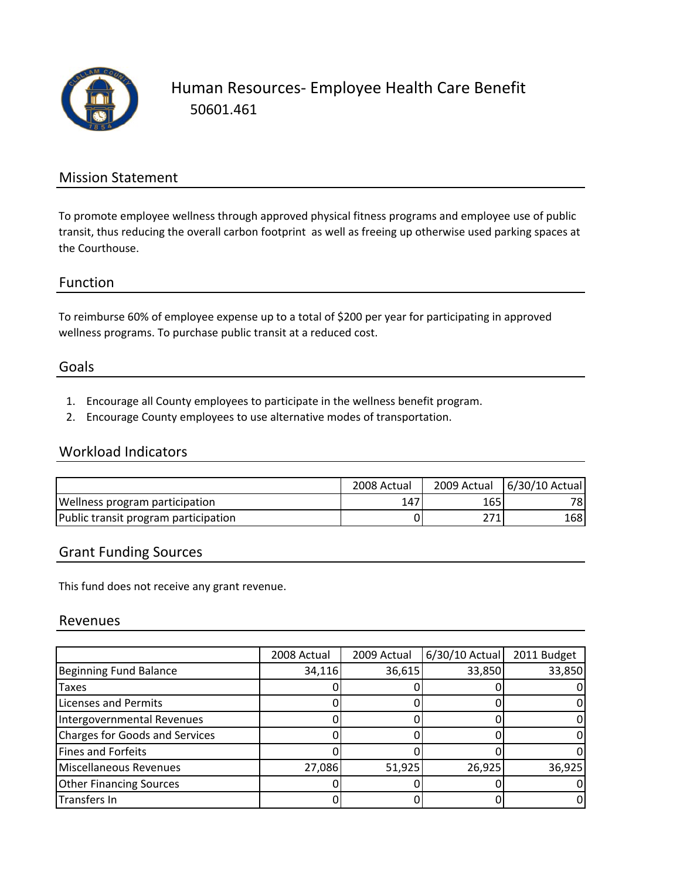# Human Resources- Employee Health Care Benefit

50601.461

## Mission Statement

To promote employee wellness through approved physical fitness programs and employee use of public transit, thus reducing the overall carbon footprint as well as freeing up otherwise used parking spaces at the Courthouse.

## Function

To reimburse 60% of employee expense up to a total of $200 per year for participating in approved wellness programs. To purchase public transit at a reduced cost.

## Goals

1. Encourage all County employees to participate in the wellness benefit program.
2. Encourage County employees to use alternative modes of transportation.

## Workload Indicators

| | 2008 Actual | 2009 Actual | 6/30/10 Actual |
|---|---|---|---|
| Wellness program participation | 147 | 165 | 78 |
| Public transit program participation | 0 | 271 | 168 |

## Grant Funding Sources

This fund does not receive any grant revenue.

## Revenues

| | 2008 Actual | 2009 Actual | 6/30/10 Actual | 2011 Budget |
|---|---|---|---|---|
| Beginning Fund Balance | 34,116 | 36,615 | 33,850 | 33,850 |
| Taxes | 0 | 0 | 0 | 0 |
| Licenses and Permits | 0 | 0 | 0 | 0 |
| Intergovernmental Revenues | 0 | 0 | 0 | 0 |
| Charges for Goods and Services | 0 | 0 | 0 | 0 |
| Fines and Forfeits | 0 | 0 | 0 | 0 |
| Miscellaneous Revenues | 27,086 | 51,925 | 26,925 | 36,925 |
| Other Financing Sources | 0 | 0 | 0 | 0 |
| Transfers In | 0 | 0 | 0 | 0 |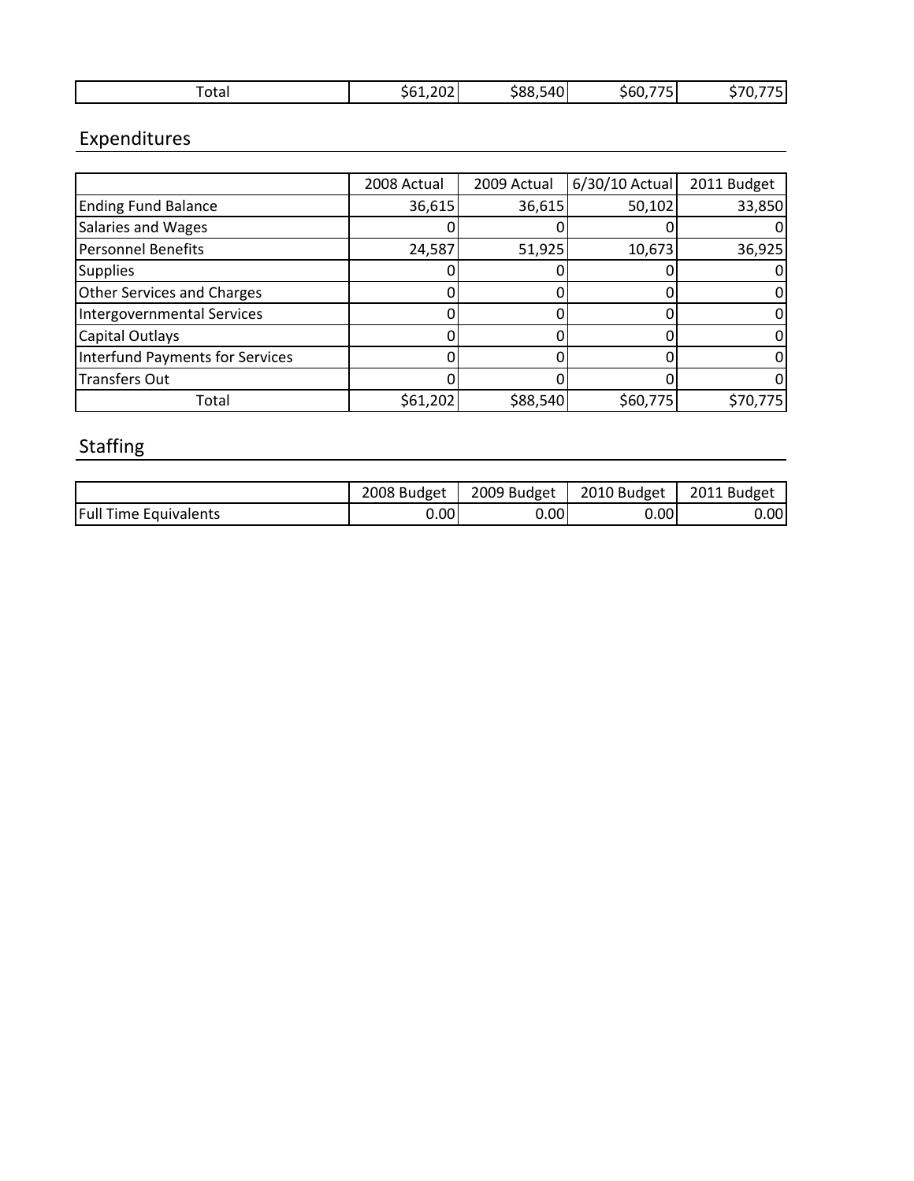| | | | | |
|---|---|---|---|---|
| Total | $61,202 | $88,540 | $60,775 | $70,775 |

## Expenditures

| | 2008 Actual | 2009 Actual | 6/30/10 Actual | 2011 Budget |
|---|---|---|---|---|
| Ending Fund Balance | 36,615 | 36,615 | 50,102 | 33,850 |
| Salaries and Wages | 0 | 0 | 0 | 0 |
| Personnel Benefits | 24,587 | 51,925 | 10,673 | 36,925 |
| Supplies | 0 | 0 | 0 | 0 |
| Other Services and Charges | 0 | 0 | 0 | 0 |
| Intergovernmental Services | 0 | 0 | 0 | 0 |
| Capital Outlays | 0 | 0 | 0 | 0 |
| Interfund Payments for Services | 0 | 0 | 0 | 0 |
| Transfers Out | 0 | 0 | 0 | 0 |
| Total | $61,202 | $88,540 | $60,775 | $70,775 |

## Staffing

| | 2008 Budget | 2009 Budget | 2010 Budget | 2011 Budget |
|---|---|---|---|---|
| Full Time Equivalents | 0.00 | 0.00 | 0.00 | 0.00 |